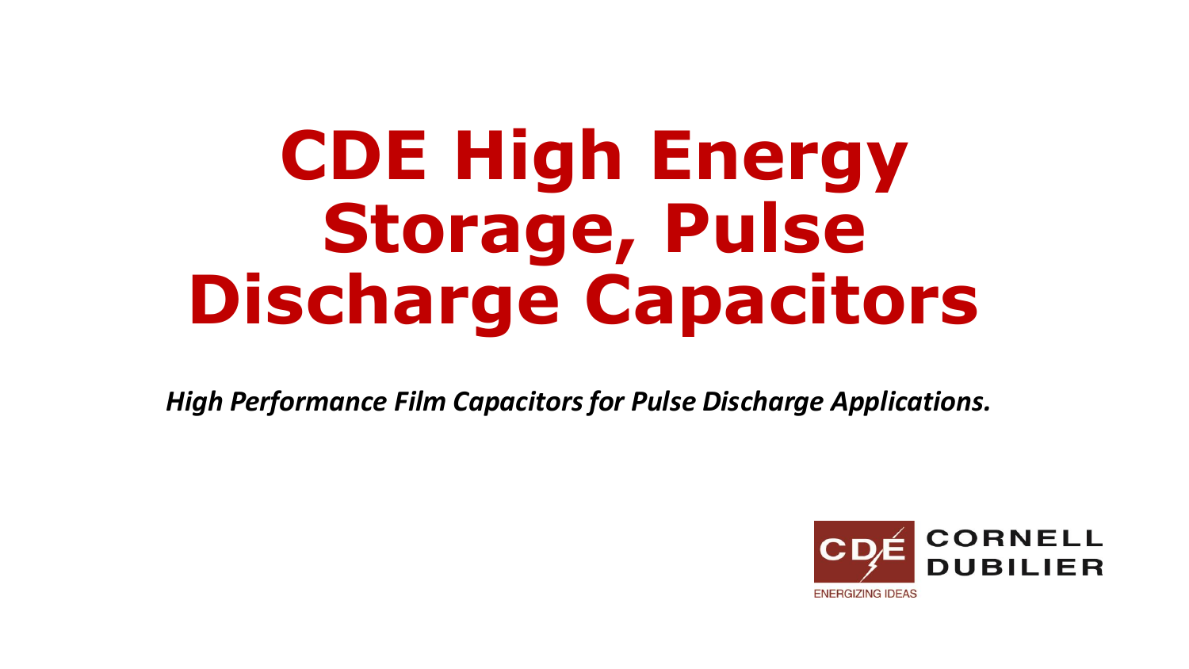# CDE High Energy Storage, Pulse Discharge Capacitors

*High Performance Film Capacitors for Pulse Discharge Applications.*

CDE CORNELL DUBILIER

ENERGIZING IDEAS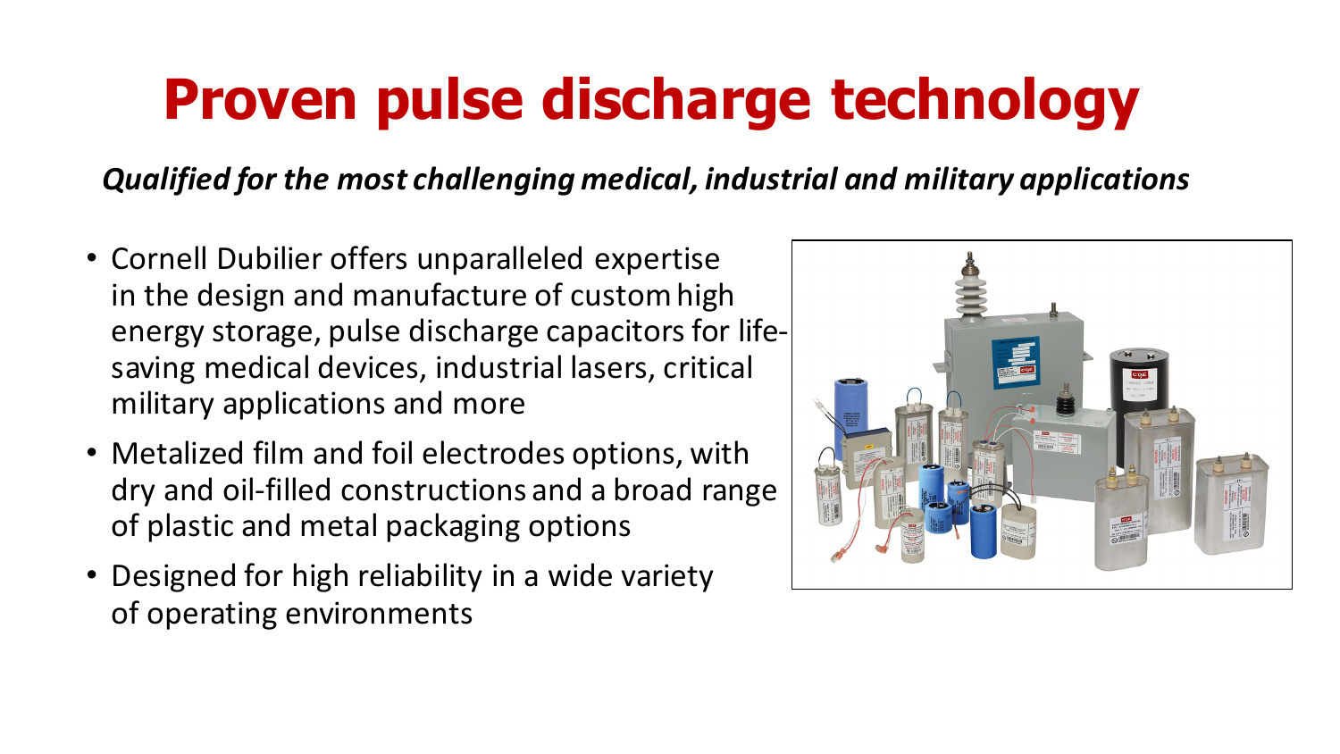# Proven pulse discharge technology

***Qualified for the most challenging medical, industrial and military applications***

- Cornell Dubilier offers unparalleled expertise in the design and manufacture of custom high energy storage, pulse discharge capacitors for life-saving medical devices, industrial lasers, critical military applications and more
- Metalized film and foil electrodes options, with dry and oil-filled constructions and a broad range of plastic and metal packaging options
- Designed for high reliability in a wide variety of operating environments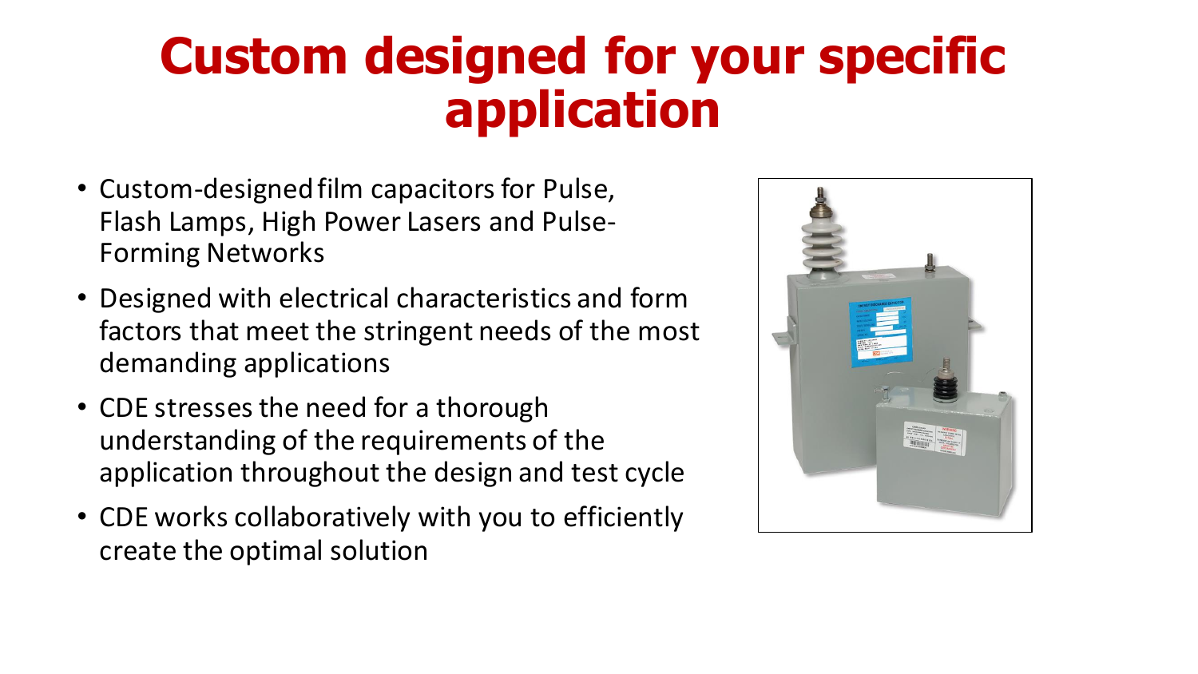# Custom designed for your specific application

- Custom-designed film capacitors for Pulse, Flash Lamps, High Power Lasers and Pulse-Forming Networks
- Designed with electrical characteristics and form factors that meet the stringent needs of the most demanding applications
- CDE stresses the need for a thorough understanding of the requirements of the application throughout the design and test cycle
- CDE works collaboratively with you to efficiently create the optimal solution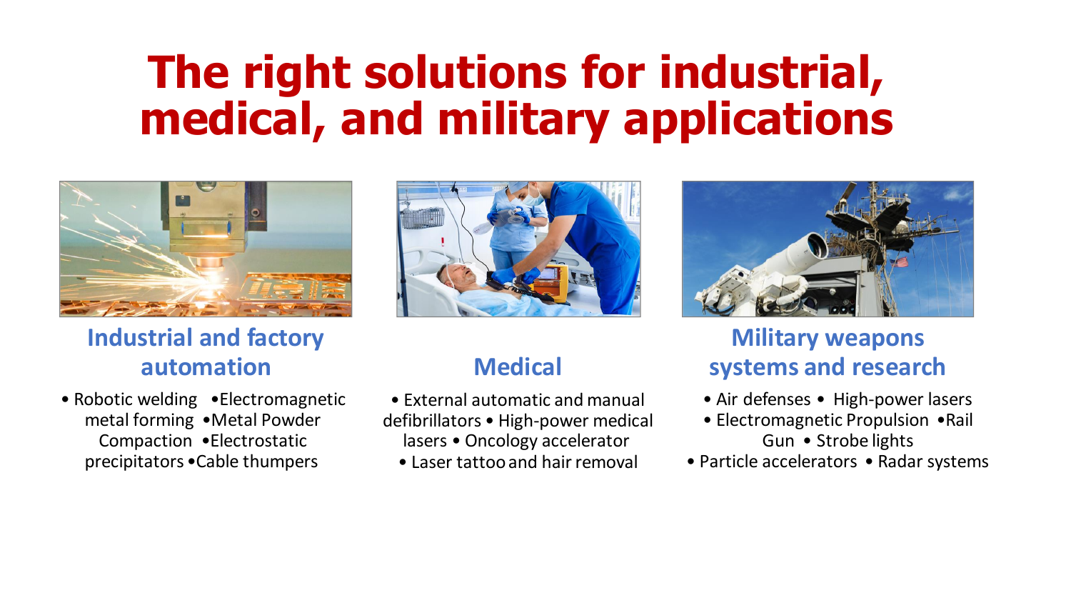# The right solutions for industrial, medical, and military applications

## Industrial and factory automation

- Robotic welding
- Electromagnetic metal forming
- Metal Powder Compaction
- Electrostatic precipitators
- Cable thumpers

## Medical

- External automatic and manual defibrillators
- High-power medical lasers
- Oncology accelerator
- Laser tattoo and hair removal

## Military weapons systems and research

- Air defenses
- High-power lasers
- Electromagnetic Propulsion
- Rail Gun
- Strobe lights
- Particle accelerators
- Radar systems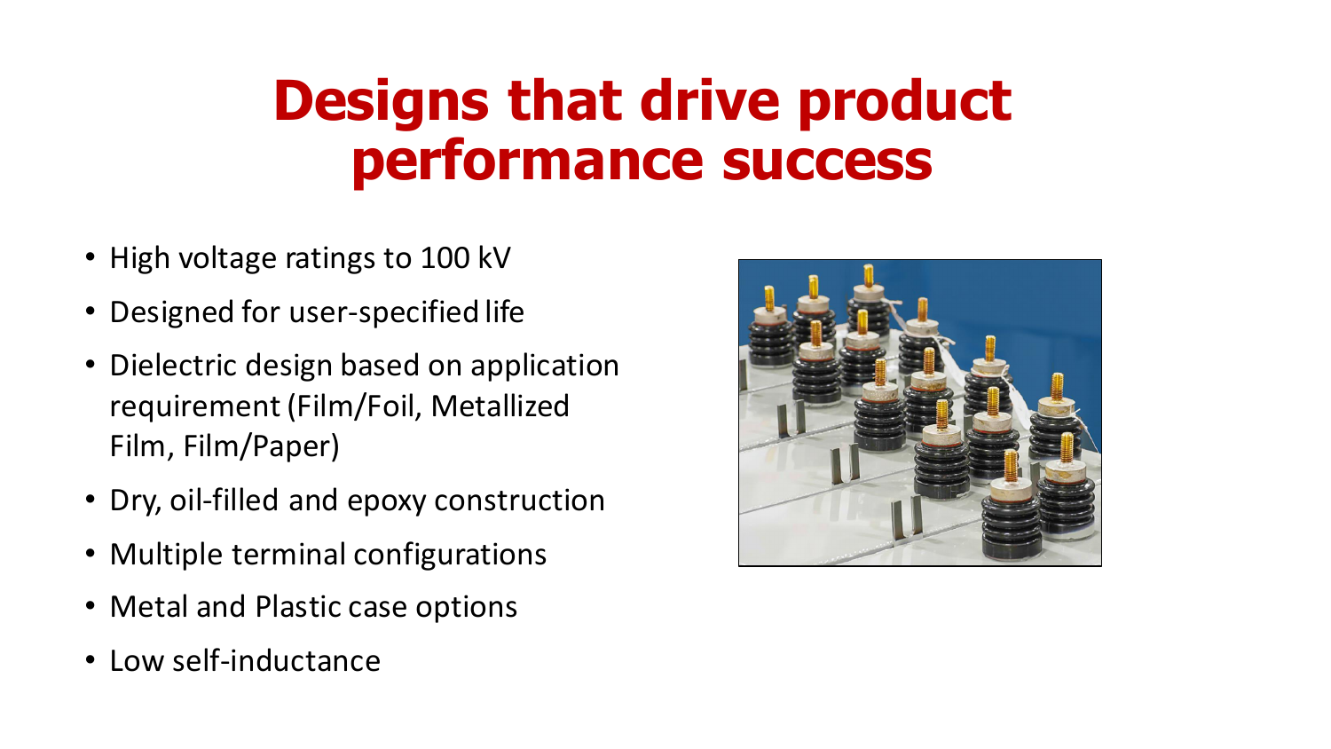# Designs that drive product performance success

- High voltage ratings to 100 kV
- Designed for user-specified life
- Dielectric design based on application requirement (Film/Foil, Metallized Film, Film/Paper)
- Dry, oil-filled and epoxy construction
- Multiple terminal configurations
- Metal and Plastic case options
- Low self-inductance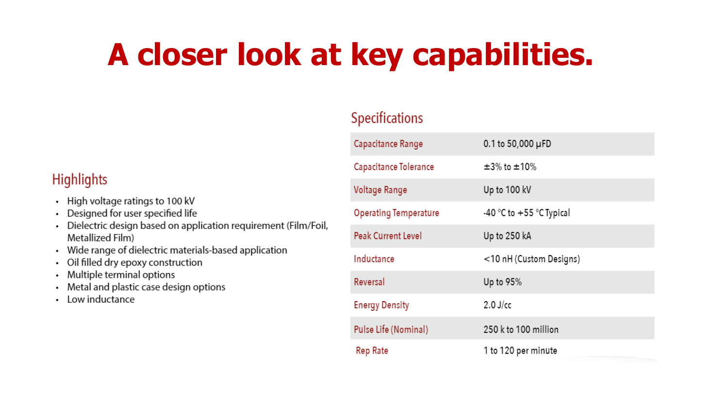# A closer look at key capabilities.

## Highlights

- High voltage ratings to 100 kV
- Designed for user specified life
- Dielectric design based on application requirement (Film/Foil, Metallized Film)
- Wide range of dielectric materials-based application
- Oil filled dry epoxy construction
- Multiple terminal options
- Metal and plastic case design options
- Low inductance

## Specifications

| | |
|---|---|
| Capacitance Range | 0.1 to 50,000 µFD |
| Capacitance Tolerance | ±3% to ±10% |
| Voltage Range | Up to 100 kV |
| Operating Temperature | -40 °C to +55 °C Typical |
| Peak Current Level | Up to 250 kA |
| Inductance | <10 nH (Custom Designs) |
| Reversal | Up to 95% |
| Energy Density | 2.0 J/cc |
| Pulse Life (Nominal) | 250 k to 100 million |
| Rep Rate | 1 to 120 per minute |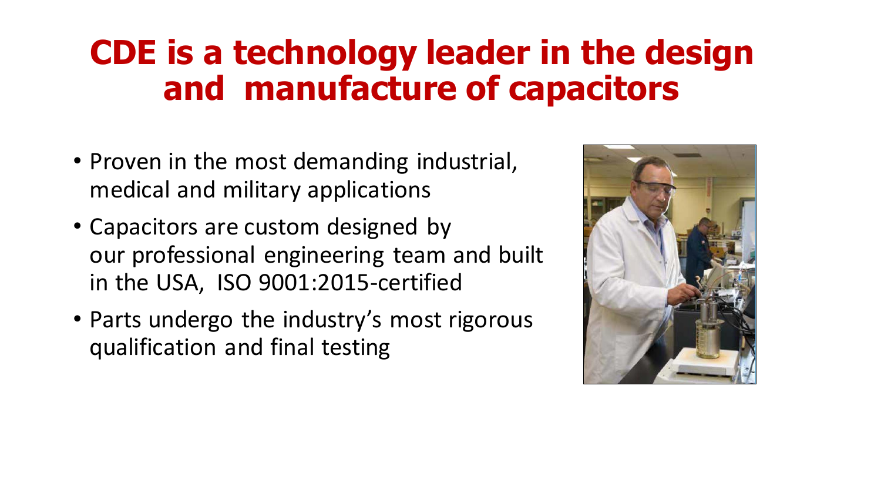# CDE is a technology leader in the design and manufacture of capacitors

- Proven in the most demanding industrial, medical and military applications
- Capacitors are custom designed by our professional engineering team and built in the USA, ISO 9001:2015-certified
- Parts undergo the industry's most rigorous qualification and final testing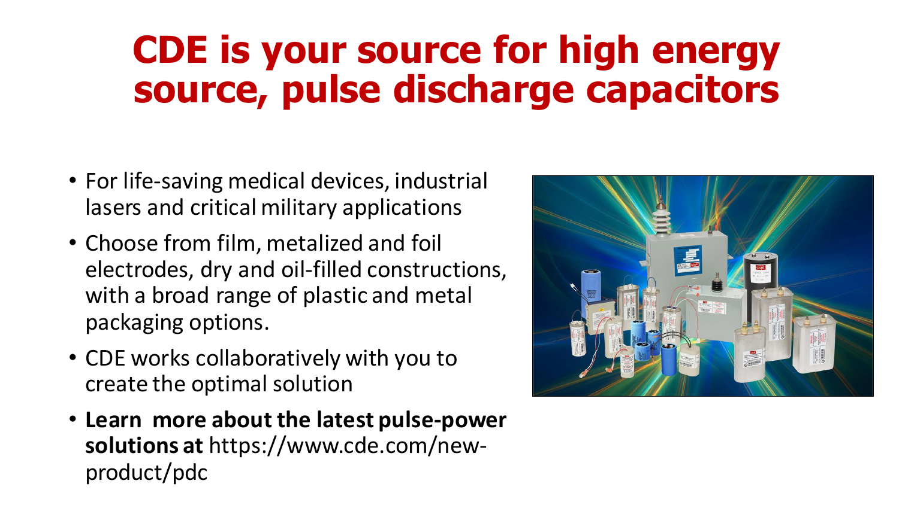# CDE is your source for high energy source, pulse discharge capacitors

- For life-saving medical devices, industrial lasers and critical military applications
- Choose from film, metalized and foil electrodes, dry and oil-filled constructions, with a broad range of plastic and metal packaging options.
- CDE works collaboratively with you to create the optimal solution
- **Learn more about the latest pulse-power solutions at** https://www.cde.com/new-product/pdc